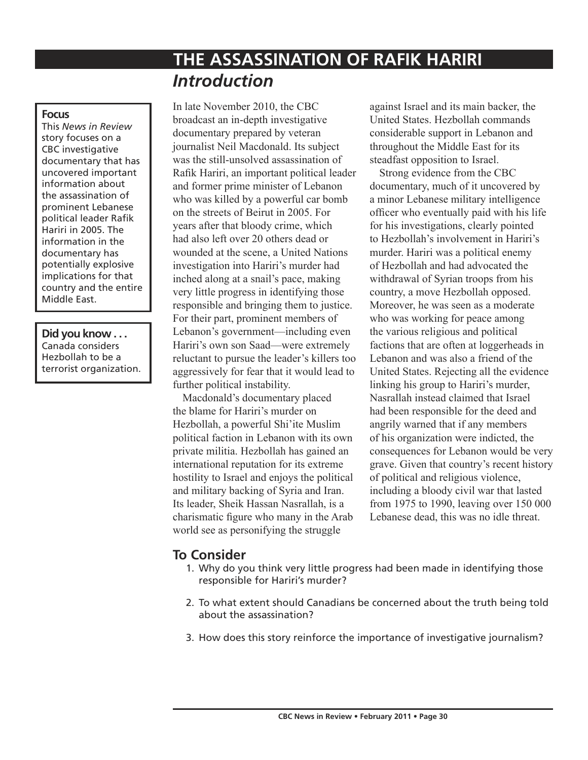# THE ASSASSINATION OF RAFIK HARIRI

## *Introduction*

**Focus**
This *News in Review* story focuses on a CBC investigative documentary that has uncovered important information about the assassination of prominent Lebanese political leader Rafik Hariri in 2005. The information in the documentary has potentially explosive implications for that country and the entire Middle East.

**Did you know . . .**
Canada considers Hezbollah to be a terrorist organization.

In late November 2010, the CBC broadcast an in-depth investigative documentary prepared by veteran journalist Neil Macdonald. Its subject was the still-unsolved assassination of Rafik Hariri, an important political leader and former prime minister of Lebanon who was killed by a powerful car bomb on the streets of Beirut in 2005. For years after that bloody crime, which had also left over 20 others dead or wounded at the scene, a United Nations investigation into Hariri's murder had inched along at a snail's pace, making very little progress in identifying those responsible and bringing them to justice. For their part, prominent members of Lebanon's government—including even Hariri's own son Saad—were extremely reluctant to pursue the leader's killers too aggressively for fear that it would lead to further political instability.

Macdonald's documentary placed the blame for Hariri's murder on Hezbollah, a powerful Shi'ite Muslim political faction in Lebanon with its own private militia. Hezbollah has gained an international reputation for its extreme hostility to Israel and enjoys the political and military backing of Syria and Iran. Its leader, Sheik Hassan Nasrallah, is a charismatic figure who many in the Arab world see as personifying the struggle against Israel and its main backer, the United States. Hezbollah commands considerable support in Lebanon and throughout the Middle East for its steadfast opposition to Israel.

Strong evidence from the CBC documentary, much of it uncovered by a minor Lebanese military intelligence officer who eventually paid with his life for his investigations, clearly pointed to Hezbollah's involvement in Hariri's murder. Hariri was a political enemy of Hezbollah and had advocated the withdrawal of Syrian troops from his country, a move Hezbollah opposed. Moreover, he was seen as a moderate who was working for peace among the various religious and political factions that are often at loggerheads in Lebanon and was also a friend of the United States. Rejecting all the evidence linking his group to Hariri's murder, Nasrallah instead claimed that Israel had been responsible for the deed and angrily warned that if any members of his organization were indicted, the consequences for Lebanon would be very grave. Given that country's recent history of political and religious violence, including a bloody civil war that lasted from 1975 to 1990, leaving over 150 000 Lebanese dead, this was no idle threat.

## To Consider

1. Why do you think very little progress had been made in identifying those responsible for Hariri's murder?
2. To what extent should Canadians be concerned about the truth being told about the assassination?
3. How does this story reinforce the importance of investigative journalism?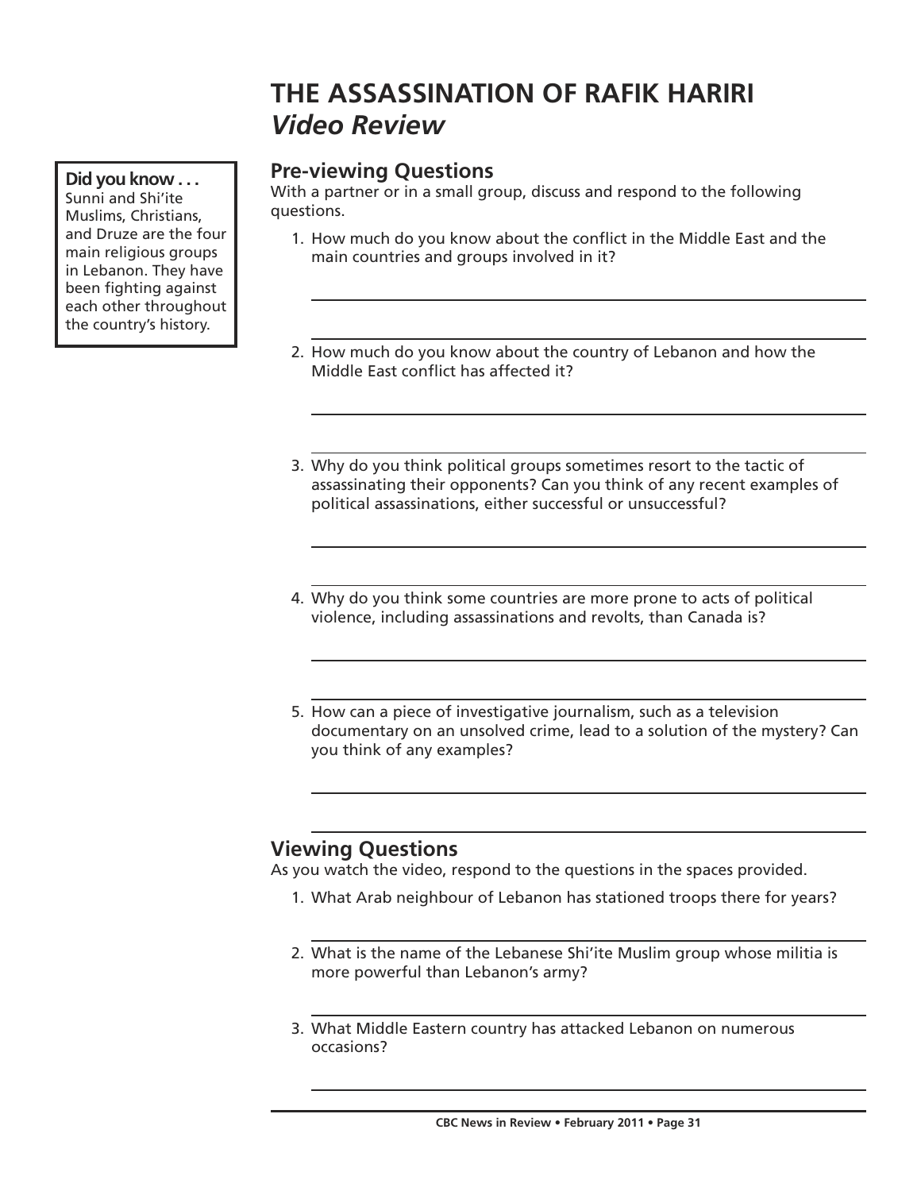# THE ASSASSINATION OF RAFIK HARIRI
## *Video Review*

**Did you know . . .**
Sunni and Shi'ite Muslims, Christians, and Druze are the four main religious groups in Lebanon. They have been fighting against each other throughout the country's history.

### Pre-viewing Questions

With a partner or in a small group, discuss and respond to the following questions.

1. How much do you know about the conflict in the Middle East and the main countries and groups involved in it?

2. How much do you know about the country of Lebanon and how the Middle East conflict has affected it?

3. Why do you think political groups sometimes resort to the tactic of assassinating their opponents? Can you think of any recent examples of political assassinations, either successful or unsuccessful?

4. Why do you think some countries are more prone to acts of political violence, including assassinations and revolts, than Canada is?

5. How can a piece of investigative journalism, such as a television documentary on an unsolved crime, lead to a solution of the mystery? Can you think of any examples?

### Viewing Questions

As you watch the video, respond to the questions in the spaces provided.

1. What Arab neighbour of Lebanon has stationed troops there for years?

2. What is the name of the Lebanese Shi'ite Muslim group whose militia is more powerful than Lebanon's army?

3. What Middle Eastern country has attacked Lebanon on numerous occasions?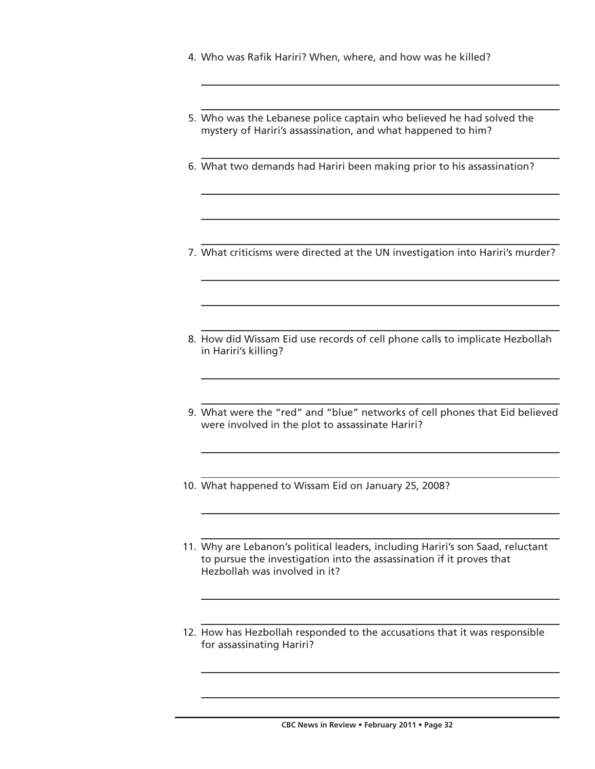4. Who was Rafik Hariri? When, where, and how was he killed?

5. Who was the Lebanese police captain who believed he had solved the mystery of Hariri's assassination, and what happened to him?

6. What two demands had Hariri been making prior to his assassination?

7. What criticisms were directed at the UN investigation into Hariri's murder?

8. How did Wissam Eid use records of cell phone calls to implicate Hezbollah in Hariri's killing?

9. What were the "red" and "blue" networks of cell phones that Eid believed were involved in the plot to assassinate Hariri?

10. What happened to Wissam Eid on January 25, 2008?

11. Why are Lebanon's political leaders, including Hariri's son Saad, reluctant to pursue the investigation into the assassination if it proves that Hezbollah was involved in it?

12. How has Hezbollah responded to the accusations that it was responsible for assassinating Hariri?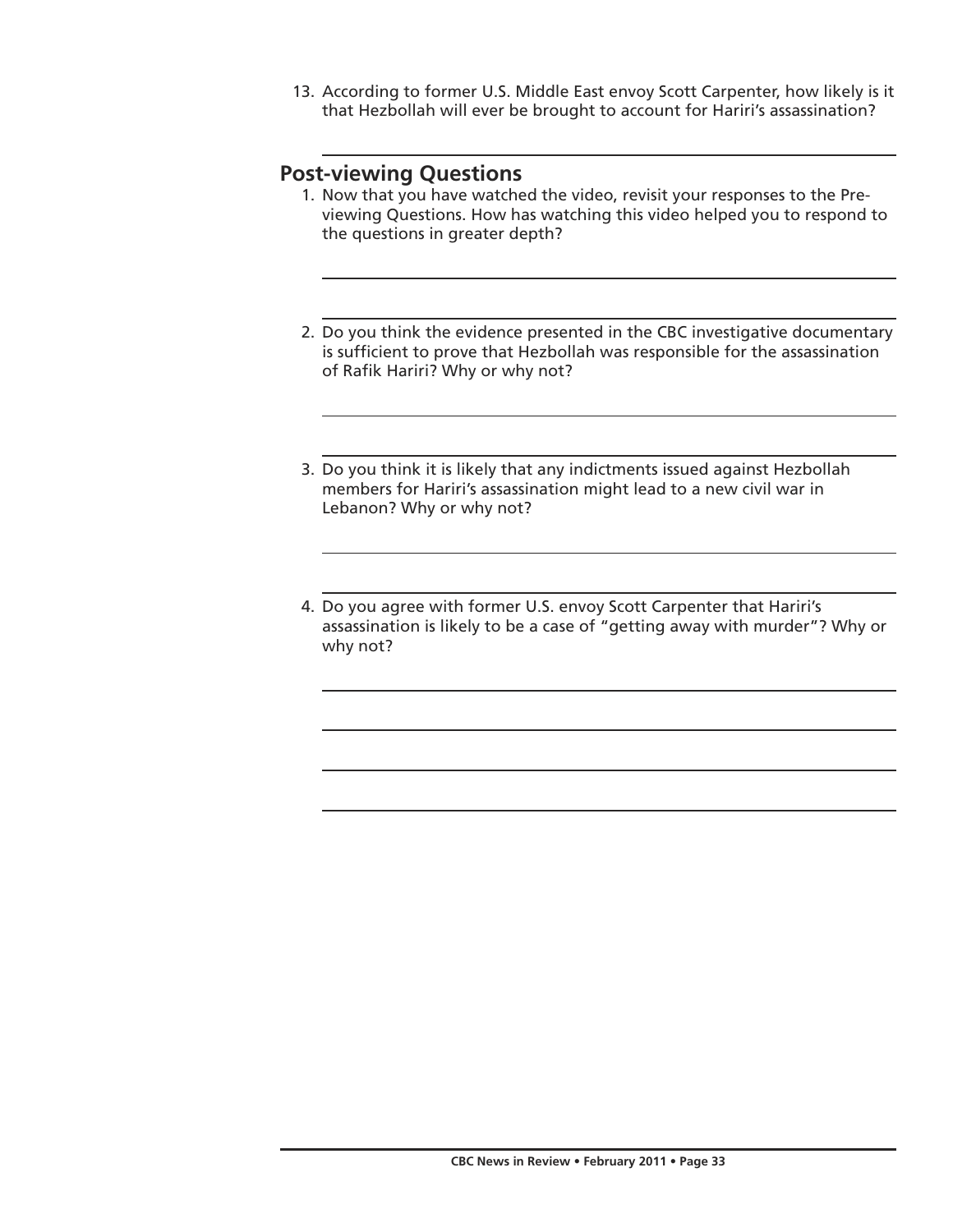13. According to former U.S. Middle East envoy Scott Carpenter, how likely is it that Hezbollah will ever be brought to account for Hariri's assassination?

## Post-viewing Questions

1. Now that you have watched the video, revisit your responses to the Pre-viewing Questions. How has watching this video helped you to respond to the questions in greater depth?

2. Do you think the evidence presented in the CBC investigative documentary is sufficient to prove that Hezbollah was responsible for the assassination of Rafik Hariri? Why or why not?

3. Do you think it is likely that any indictments issued against Hezbollah members for Hariri's assassination might lead to a new civil war in Lebanon? Why or why not?

4. Do you agree with former U.S. envoy Scott Carpenter that Hariri's assassination is likely to be a case of "getting away with murder"? Why or why not?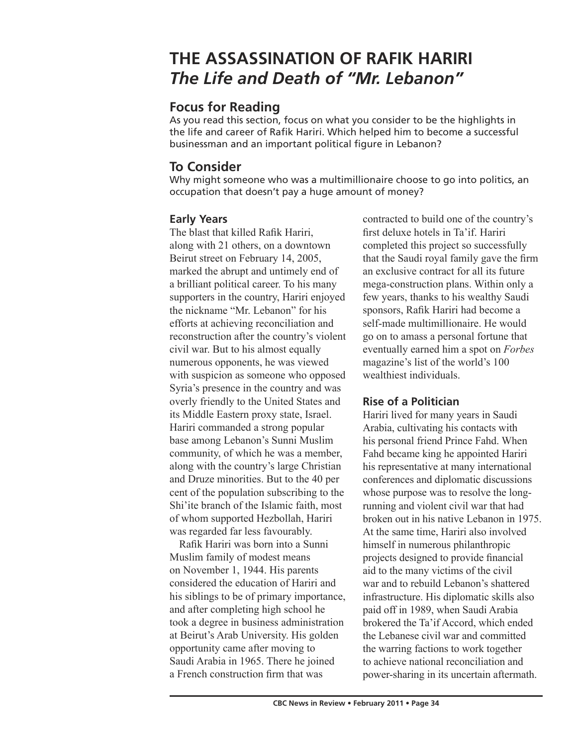# THE ASSASSINATION OF RAFIK HARIRI
## *The Life and Death of "Mr. Lebanon"*

### Focus for Reading

As you read this section, focus on what you consider to be the highlights in the life and career of Rafik Hariri. Which helped him to become a successful businessman and an important political figure in Lebanon?

### To Consider

Why might someone who was a multimillionaire choose to go into politics, an occupation that doesn't pay a huge amount of money?

#### Early Years

The blast that killed Rafik Hariri, along with 21 others, on a downtown Beirut street on February 14, 2005, marked the abrupt and untimely end of a brilliant political career. To his many supporters in the country, Hariri enjoyed the nickname "Mr. Lebanon" for his efforts at achieving reconciliation and reconstruction after the country's violent civil war. But to his almost equally numerous opponents, he was viewed with suspicion as someone who opposed Syria's presence in the country and was overly friendly to the United States and its Middle Eastern proxy state, Israel. Hariri commanded a strong popular base among Lebanon's Sunni Muslim community, of which he was a member, along with the country's large Christian and Druze minorities. But to the 40 per cent of the population subscribing to the Shi'ite branch of the Islamic faith, most of whom supported Hezbollah, Hariri was regarded far less favourably.

Rafik Hariri was born into a Sunni Muslim family of modest means on November 1, 1944. His parents considered the education of Hariri and his siblings to be of primary importance, and after completing high school he took a degree in business administration at Beirut's Arab University. His golden opportunity came after moving to Saudi Arabia in 1965. There he joined a French construction firm that was contracted to build one of the country's first deluxe hotels in Ta'if. Hariri completed this project so successfully that the Saudi royal family gave the firm an exclusive contract for all its future mega-construction plans. Within only a few years, thanks to his wealthy Saudi sponsors, Rafik Hariri had become a self-made multimillionaire. He would go on to amass a personal fortune that eventually earned him a spot on *Forbes* magazine's list of the world's 100 wealthiest individuals.

#### Rise of a Politician

Hariri lived for many years in Saudi Arabia, cultivating his contacts with his personal friend Prince Fahd. When Fahd became king he appointed Hariri his representative at many international conferences and diplomatic discussions whose purpose was to resolve the long-running and violent civil war that had broken out in his native Lebanon in 1975. At the same time, Hariri also involved himself in numerous philanthropic projects designed to provide financial aid to the many victims of the civil war and to rebuild Lebanon's shattered infrastructure. His diplomatic skills also paid off in 1989, when Saudi Arabia brokered the Ta'if Accord, which ended the Lebanese civil war and committed the warring factions to work together to achieve national reconciliation and power-sharing in its uncertain aftermath.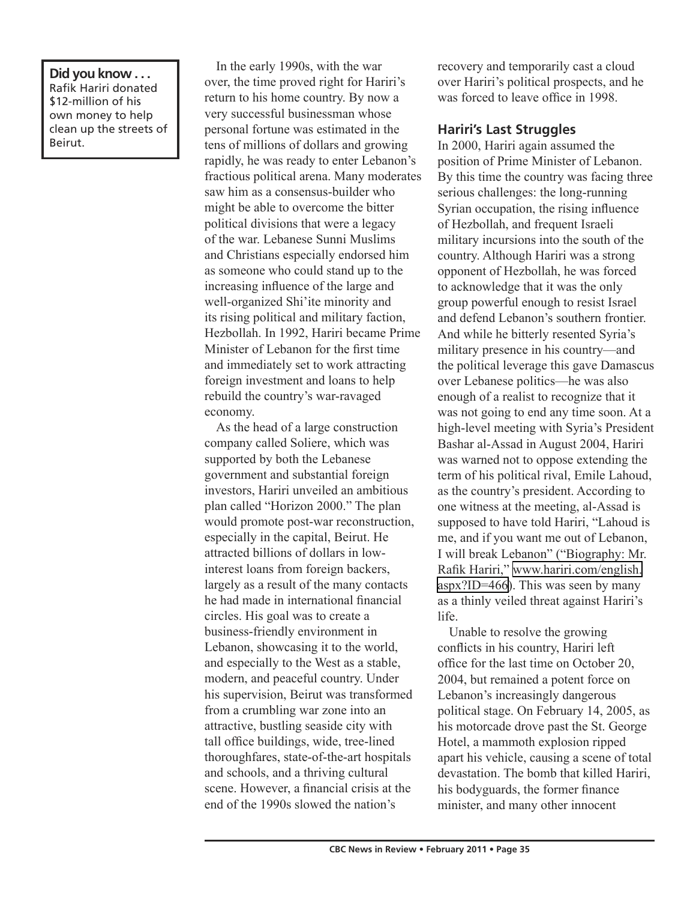**Did you know . . .**
Rafik Hariri donated $12-million of his own money to help clean up the streets of Beirut.

In the early 1990s, with the war over, the time proved right for Hariri's return to his home country. By now a very successful businessman whose personal fortune was estimated in the tens of millions of dollars and growing rapidly, he was ready to enter Lebanon's fractious political arena. Many moderates saw him as a consensus-builder who might be able to overcome the bitter political divisions that were a legacy of the war. Lebanese Sunni Muslims and Christians especially endorsed him as someone who could stand up to the increasing influence of the large and well-organized Shi'ite minority and its rising political and military faction, Hezbollah. In 1992, Hariri became Prime Minister of Lebanon for the first time and immediately set to work attracting foreign investment and loans to help rebuild the country's war-ravaged economy.

As the head of a large construction company called Soliere, which was supported by both the Lebanese government and substantial foreign investors, Hariri unveiled an ambitious plan called "Horizon 2000." The plan would promote post-war reconstruction, especially in the capital, Beirut. He attracted billions of dollars in low-interest loans from foreign backers, largely as a result of the many contacts he had made in international financial circles. His goal was to create a business-friendly environment in Lebanon, showcasing it to the world, and especially to the West as a stable, modern, and peaceful country. Under his supervision, Beirut was transformed from a crumbling war zone into an attractive, bustling seaside city with tall office buildings, wide, tree-lined thoroughfares, state-of-the-art hospitals and schools, and a thriving cultural scene. However, a financial crisis at the end of the 1990s slowed the nation's recovery and temporarily cast a cloud over Hariri's political prospects, and he was forced to leave office in 1998.

## Hariri's Last Struggles

In 2000, Hariri again assumed the position of Prime Minister of Lebanon. By this time the country was facing three serious challenges: the long-running Syrian occupation, the rising influence of Hezbollah, and frequent Israeli military incursions into the south of the country. Although Hariri was a strong opponent of Hezbollah, he was forced to acknowledge that it was the only group powerful enough to resist Israel and defend Lebanon's southern frontier. And while he bitterly resented Syria's military presence in his country—and the political leverage this gave Damascus over Lebanese politics—he was also enough of a realist to recognize that it was not going to end any time soon. At a high-level meeting with Syria's President Bashar al-Assad in August 2004, Hariri was warned not to oppose extending the term of his political rival, Emile Lahoud, as the country's president. According to one witness at the meeting, al-Assad is supposed to have told Hariri, "Lahoud is me, and if you want me out of Lebanon, I will break Lebanon" ("Biography: Mr. Rafik Hariri," www.hariri.com/english.aspx?ID=466). This was seen by many as a thinly veiled threat against Hariri's life.

Unable to resolve the growing conflicts in his country, Hariri left office for the last time on October 20, 2004, but remained a potent force on Lebanon's increasingly dangerous political stage. On February 14, 2005, as his motorcade drove past the St. George Hotel, a mammoth explosion ripped apart his vehicle, causing a scene of total devastation. The bomb that killed Hariri, his bodyguards, the former finance minister, and many other innocent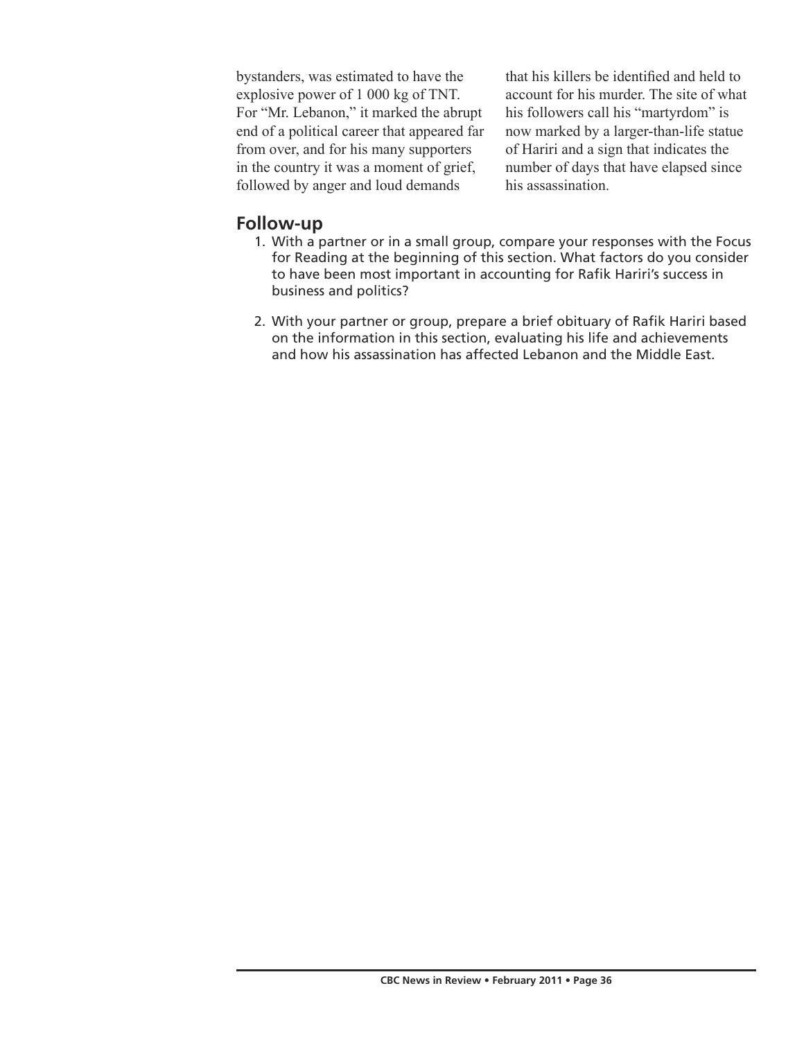bystanders, was estimated to have the explosive power of 1 000 kg of TNT. For "Mr. Lebanon," it marked the abrupt end of a political career that appeared far from over, and for his many supporters in the country it was a moment of grief, followed by anger and loud demands that his killers be identified and held to account for his murder. The site of what his followers call his "martyrdom" is now marked by a larger-than-life statue of Hariri and a sign that indicates the number of days that have elapsed since his assassination.

## Follow-up

1. With a partner or in a small group, compare your responses with the Focus for Reading at the beginning of this section. What factors do you consider to have been most important in accounting for Rafik Hariri's success in business and politics?

2. With your partner or group, prepare a brief obituary of Rafik Hariri based on the information in this section, evaluating his life and achievements and how his assassination has affected Lebanon and the Middle East.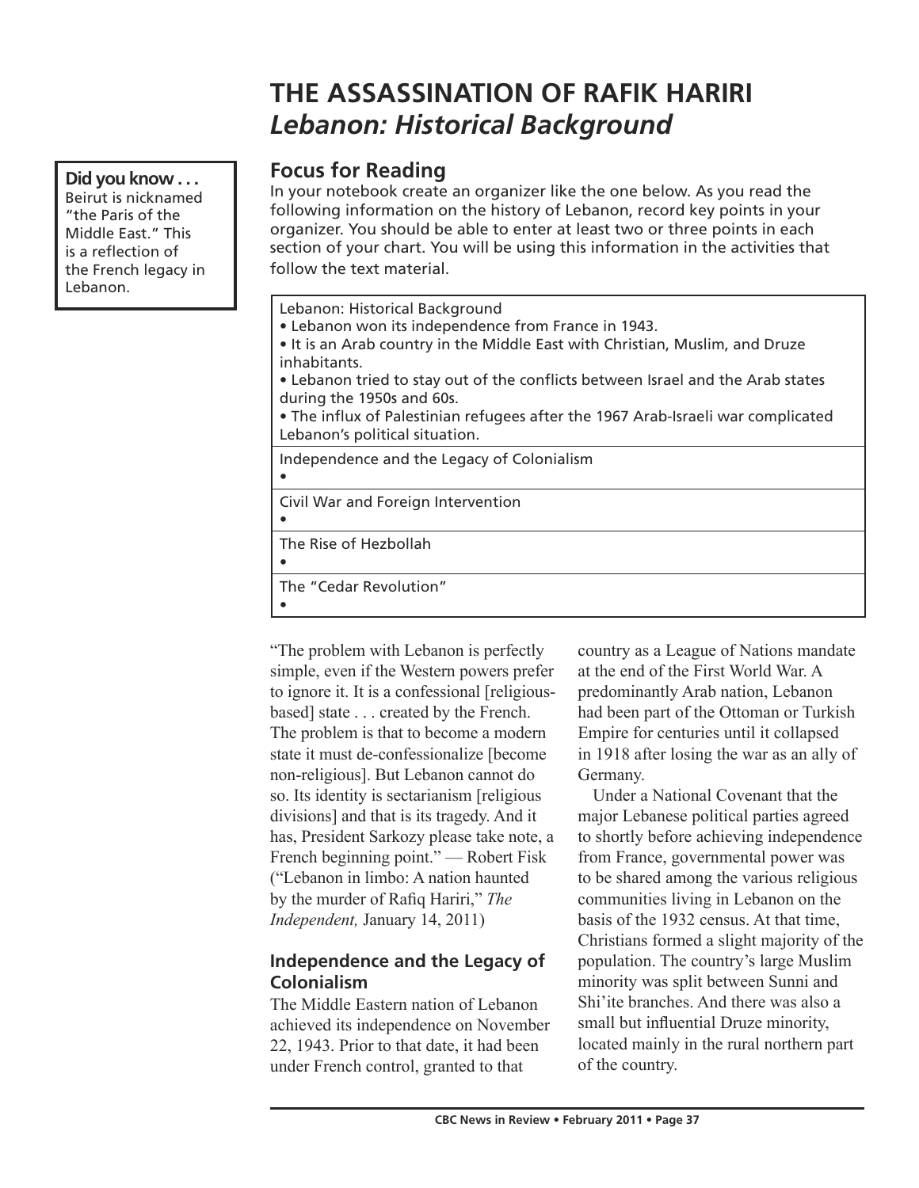# THE ASSASSINATION OF RAFIK HARIRI
## *Lebanon: Historical Background*

**Did you know . . .**
Beirut is nicknamed "the Paris of the Middle East." This is a reflection of the French legacy in Lebanon.

### Focus for Reading

In your notebook create an organizer like the one below. As you read the following information on the history of Lebanon, record key points in your organizer. You should be able to enter at least two or three points in each section of your chart. You will be using this information in the activities that follow the text material.

| Lebanon: Historical Background |
|---|
| • Lebanon won its independence from France in 1943.<br>• It is an Arab country in the Middle East with Christian, Muslim, and Druze inhabitants.<br>• Lebanon tried to stay out of the conflicts between Israel and the Arab states during the 1950s and 60s.<br>• The influx of Palestinian refugees after the 1967 Arab-Israeli war complicated Lebanon's political situation. |
| Independence and the Legacy of Colonialism<br>• |
| Civil War and Foreign Intervention<br>• |
| The Rise of Hezbollah<br>• |
| The "Cedar Revolution"<br>• |

"The problem with Lebanon is perfectly simple, even if the Western powers prefer to ignore it. It is a confessional [religious-based] state . . . created by the French. The problem is that to become a modern state it must de-confessionalize [become non-religious]. But Lebanon cannot do so. Its identity is sectarianism [religious divisions] and that is its tragedy. And it has, President Sarkozy please take note, a French beginning point." — Robert Fisk ("Lebanon in limbo: A nation haunted by the murder of Rafiq Hariri," *The Independent,* January 14, 2011)

### Independence and the Legacy of Colonialism

The Middle Eastern nation of Lebanon achieved its independence on November 22, 1943. Prior to that date, it had been under French control, granted to that country as a League of Nations mandate at the end of the First World War. A predominantly Arab nation, Lebanon had been part of the Ottoman or Turkish Empire for centuries until it collapsed in 1918 after losing the war as an ally of Germany.

Under a National Covenant that the major Lebanese political parties agreed to shortly before achieving independence from France, governmental power was to be shared among the various religious communities living in Lebanon on the basis of the 1932 census. At that time, Christians formed a slight majority of the population. The country's large Muslim minority was split between Sunni and Shi'ite branches. And there was also a small but influential Druze minority, located mainly in the rural northern part of the country.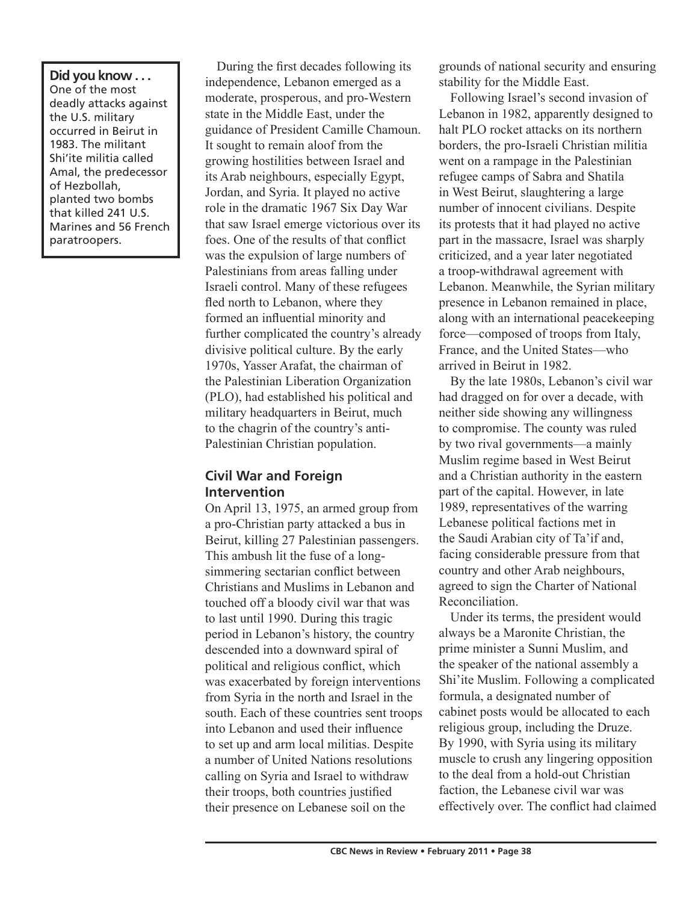**Did you know . . .**
One of the most deadly attacks against the U.S. military occurred in Beirut in 1983. The militant Shi'ite militia called Amal, the predecessor of Hezbollah, planted two bombs that killed 241 U.S. Marines and 56 French paratroopers.

During the first decades following its independence, Lebanon emerged as a moderate, prosperous, and pro-Western state in the Middle East, under the guidance of President Camille Chamoun. It sought to remain aloof from the growing hostilities between Israel and its Arab neighbours, especially Egypt, Jordan, and Syria. It played no active role in the dramatic 1967 Six Day War that saw Israel emerge victorious over its foes. One of the results of that conflict was the expulsion of large numbers of Palestinians from areas falling under Israeli control. Many of these refugees fled north to Lebanon, where they formed an influential minority and further complicated the country's already divisive political culture. By the early 1970s, Yasser Arafat, the chairman of the Palestinian Liberation Organization (PLO), had established his political and military headquarters in Beirut, much to the chagrin of the country's anti-Palestinian Christian population.

## Civil War and Foreign Intervention

On April 13, 1975, an armed group from a pro-Christian party attacked a bus in Beirut, killing 27 Palestinian passengers. This ambush lit the fuse of a long-simmering sectarian conflict between Christians and Muslims in Lebanon and touched off a bloody civil war that was to last until 1990. During this tragic period in Lebanon's history, the country descended into a downward spiral of political and religious conflict, which was exacerbated by foreign interventions from Syria in the north and Israel in the south. Each of these countries sent troops into Lebanon and used their influence to set up and arm local militias. Despite a number of United Nations resolutions calling on Syria and Israel to withdraw their troops, both countries justified their presence on Lebanese soil on the grounds of national security and ensuring stability for the Middle East.

Following Israel's second invasion of Lebanon in 1982, apparently designed to halt PLO rocket attacks on its northern borders, the pro-Israeli Christian militia went on a rampage in the Palestinian refugee camps of Sabra and Shatila in West Beirut, slaughtering a large number of innocent civilians. Despite its protests that it had played no active part in the massacre, Israel was sharply criticized, and a year later negotiated a troop-withdrawal agreement with Lebanon. Meanwhile, the Syrian military presence in Lebanon remained in place, along with an international peacekeeping force—composed of troops from Italy, France, and the United States—who arrived in Beirut in 1982.

By the late 1980s, Lebanon's civil war had dragged on for over a decade, with neither side showing any willingness to compromise. The county was ruled by two rival governments—a mainly Muslim regime based in West Beirut and a Christian authority in the eastern part of the capital. However, in late 1989, representatives of the warring Lebanese political factions met in the Saudi Arabian city of Ta'if and, facing considerable pressure from that country and other Arab neighbours, agreed to sign the Charter of National Reconciliation.

Under its terms, the president would always be a Maronite Christian, the prime minister a Sunni Muslim, and the speaker of the national assembly a Shi'ite Muslim. Following a complicated formula, a designated number of cabinet posts would be allocated to each religious group, including the Druze. By 1990, with Syria using its military muscle to crush any lingering opposition to the deal from a hold-out Christian faction, the Lebanese civil war was effectively over. The conflict had claimed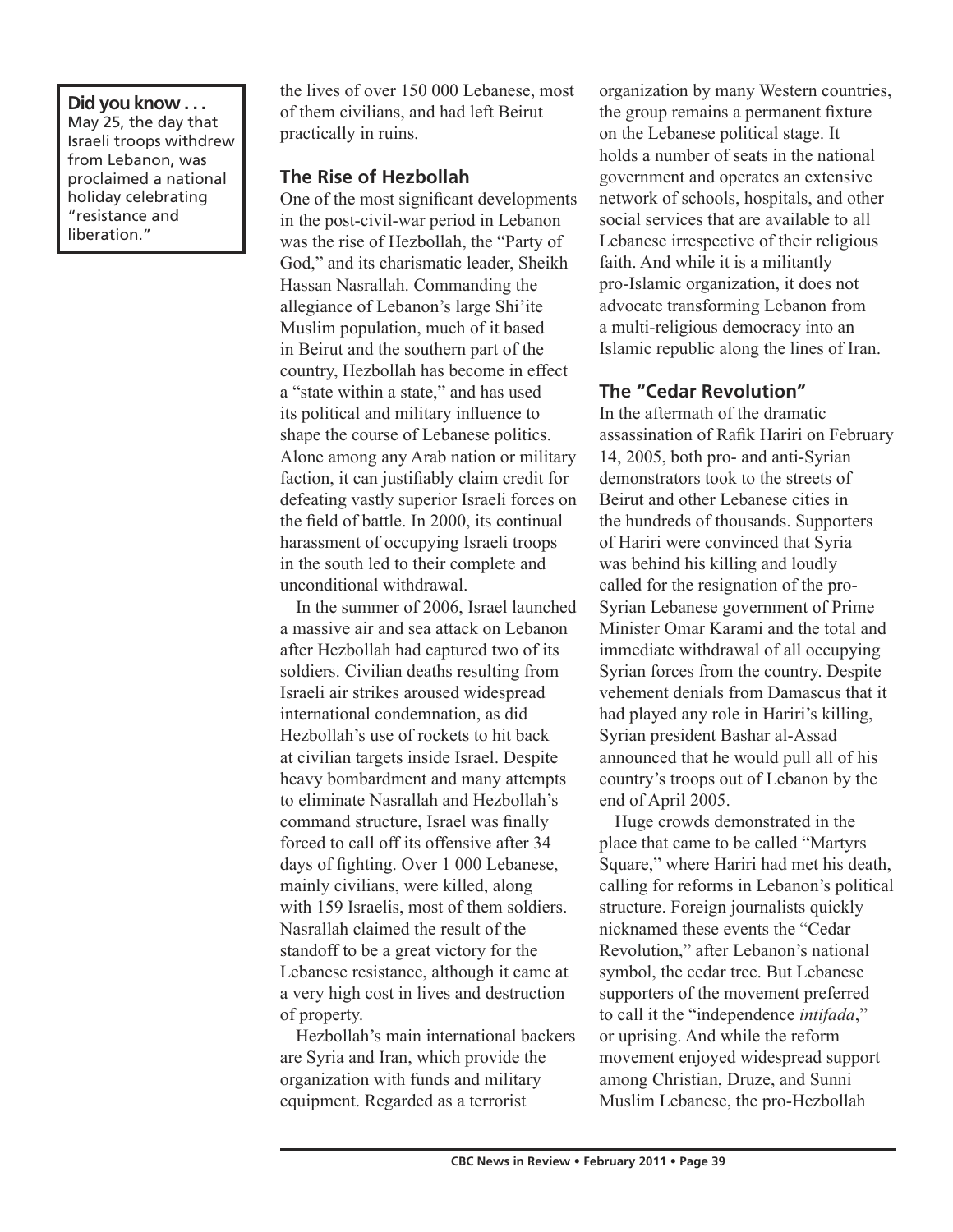**Did you know . . .**
May 25, the day that Israeli troops withdrew from Lebanon, was proclaimed a national holiday celebrating "resistance and liberation."

the lives of over 150 000 Lebanese, most of them civilians, and had left Beirut practically in ruins.

### The Rise of Hezbollah

One of the most significant developments in the post-civil-war period in Lebanon was the rise of Hezbollah, the "Party of God," and its charismatic leader, Sheikh Hassan Nasrallah. Commanding the allegiance of Lebanon's large Shi'ite Muslim population, much of it based in Beirut and the southern part of the country, Hezbollah has become in effect a "state within a state," and has used its political and military influence to shape the course of Lebanese politics. Alone among any Arab nation or military faction, it can justifiably claim credit for defeating vastly superior Israeli forces on the field of battle. In 2000, its continual harassment of occupying Israeli troops in the south led to their complete and unconditional withdrawal.

In the summer of 2006, Israel launched a massive air and sea attack on Lebanon after Hezbollah had captured two of its soldiers. Civilian deaths resulting from Israeli air strikes aroused widespread international condemnation, as did Hezbollah's use of rockets to hit back at civilian targets inside Israel. Despite heavy bombardment and many attempts to eliminate Nasrallah and Hezbollah's command structure, Israel was finally forced to call off its offensive after 34 days of fighting. Over 1 000 Lebanese, mainly civilians, were killed, along with 159 Israelis, most of them soldiers. Nasrallah claimed the result of the standoff to be a great victory for the Lebanese resistance, although it came at a very high cost in lives and destruction of property.

Hezbollah's main international backers are Syria and Iran, which provide the organization with funds and military equipment. Regarded as a terrorist organization by many Western countries, the group remains a permanent fixture on the Lebanese political stage. It holds a number of seats in the national government and operates an extensive network of schools, hospitals, and other social services that are available to all Lebanese irrespective of their religious faith. And while it is a militantly pro-Islamic organization, it does not advocate transforming Lebanon from a multi-religious democracy into an Islamic republic along the lines of Iran.

### The "Cedar Revolution"

In the aftermath of the dramatic assassination of Rafik Hariri on February 14, 2005, both pro- and anti-Syrian demonstrators took to the streets of Beirut and other Lebanese cities in the hundreds of thousands. Supporters of Hariri were convinced that Syria was behind his killing and loudly called for the resignation of the pro-Syrian Lebanese government of Prime Minister Omar Karami and the total and immediate withdrawal of all occupying Syrian forces from the country. Despite vehement denials from Damascus that it had played any role in Hariri's killing, Syrian president Bashar al-Assad announced that he would pull all of his country's troops out of Lebanon by the end of April 2005.

Huge crowds demonstrated in the place that came to be called "Martyrs Square," where Hariri had met his death, calling for reforms in Lebanon's political structure. Foreign journalists quickly nicknamed these events the "Cedar Revolution," after Lebanon's national symbol, the cedar tree. But Lebanese supporters of the movement preferred to call it the "independence *intifada*," or uprising. And while the reform movement enjoyed widespread support among Christian, Druze, and Sunni Muslim Lebanese, the pro-Hezbollah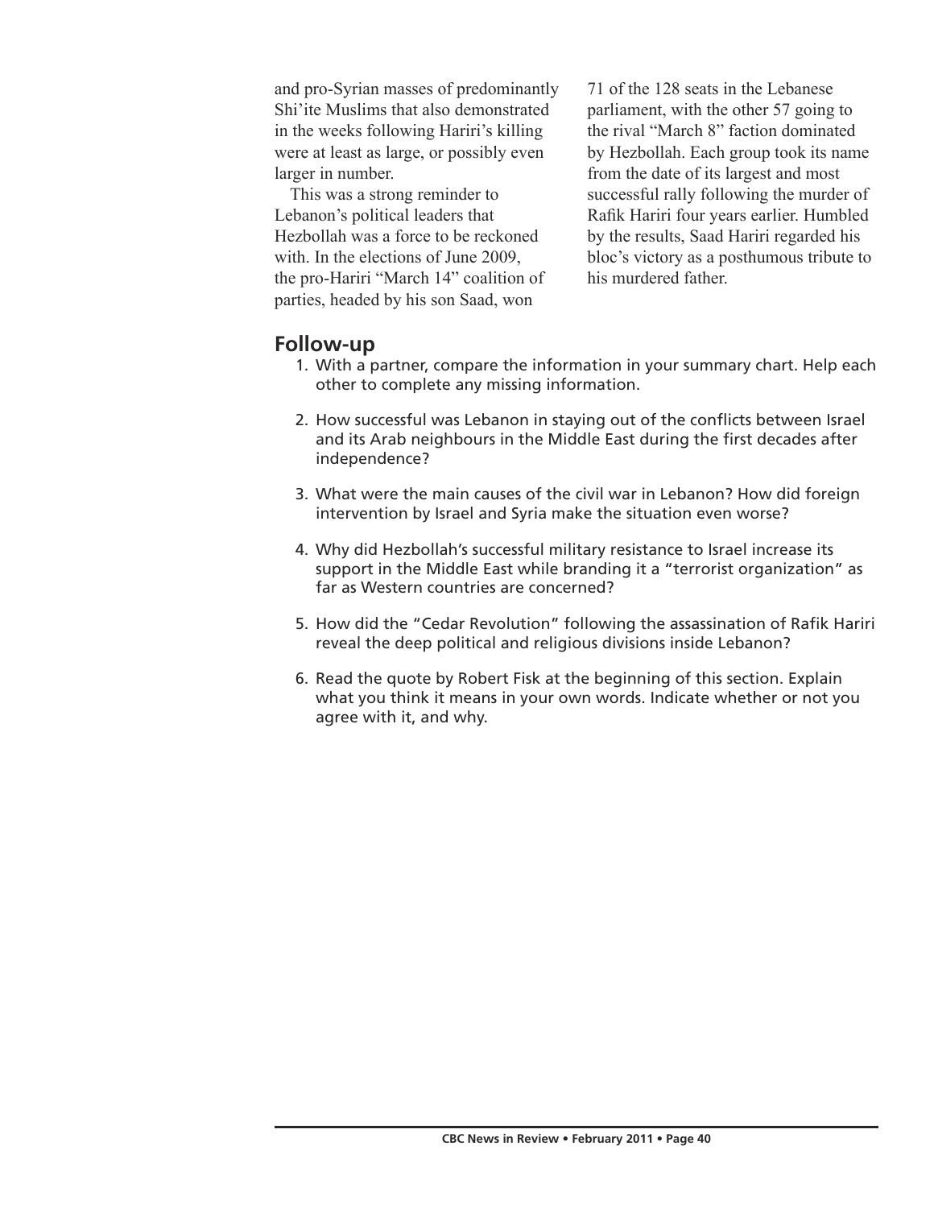and pro-Syrian masses of predominantly Shi'ite Muslims that also demonstrated in the weeks following Hariri's killing were at least as large, or possibly even larger in number.

This was a strong reminder to Lebanon's political leaders that Hezbollah was a force to be reckoned with. In the elections of June 2009, the pro-Hariri "March 14" coalition of parties, headed by his son Saad, won 71 of the 128 seats in the Lebanese parliament, with the other 57 going to the rival "March 8" faction dominated by Hezbollah. Each group took its name from the date of its largest and most successful rally following the murder of Rafik Hariri four years earlier. Humbled by the results, Saad Hariri regarded his bloc's victory as a posthumous tribute to his murdered father.

## Follow-up

1. With a partner, compare the information in your summary chart. Help each other to complete any missing information.
2. How successful was Lebanon in staying out of the conflicts between Israel and its Arab neighbours in the Middle East during the first decades after independence?
3. What were the main causes of the civil war in Lebanon? How did foreign intervention by Israel and Syria make the situation even worse?
4. Why did Hezbollah's successful military resistance to Israel increase its support in the Middle East while branding it a "terrorist organization" as far as Western countries are concerned?
5. How did the "Cedar Revolution" following the assassination of Rafik Hariri reveal the deep political and religious divisions inside Lebanon?
6. Read the quote by Robert Fisk at the beginning of this section. Explain what you think it means in your own words. Indicate whether or not you agree with it, and why.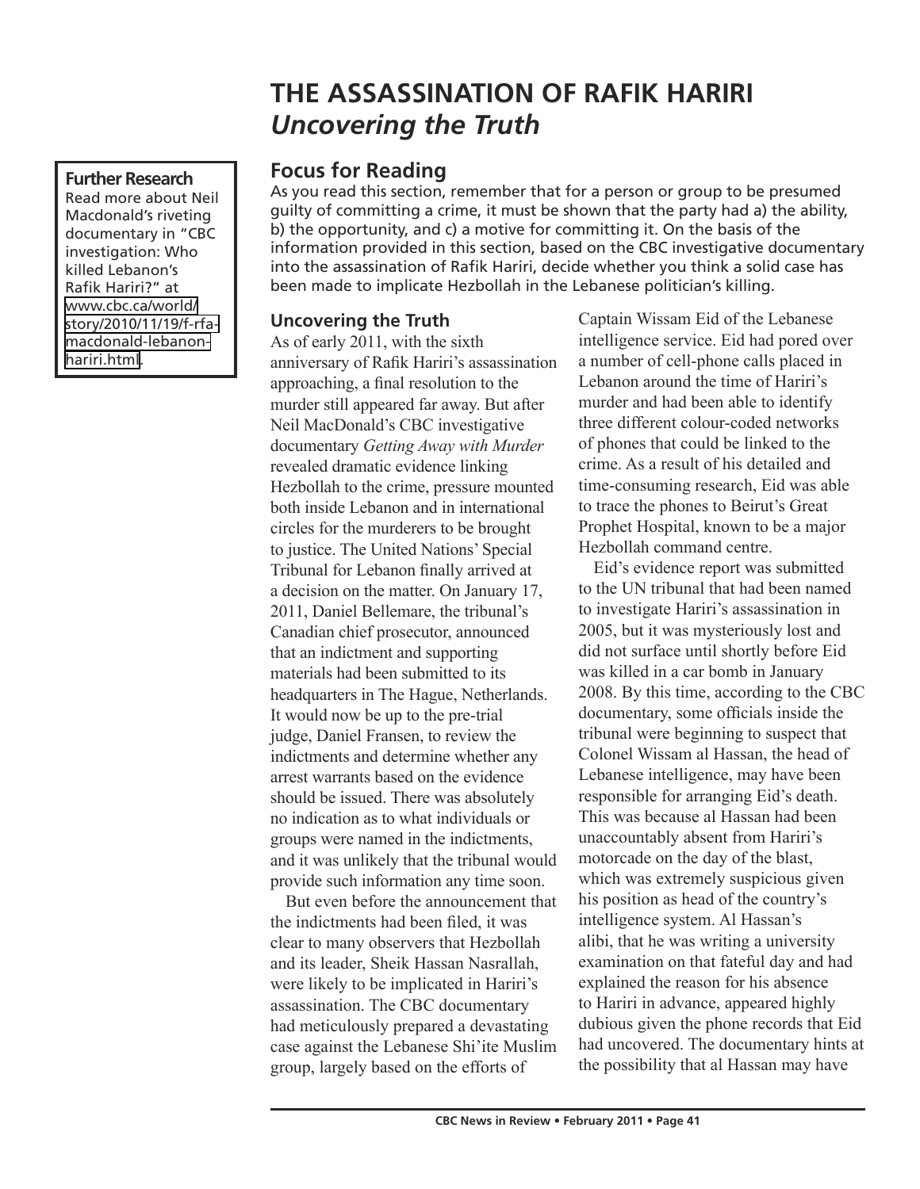# THE ASSASSINATION OF RAFIK HARIRI
## *Uncovering the Truth*

**Further Research**
Read more about Neil Macdonald's riveting documentary in "CBC investigation: Who killed Lebanon's Rafik Hariri?" at www.cbc.ca/world/story/2010/11/19/f-rfa-macdonald-lebanon-hariri.html.

## Focus for Reading

As you read this section, remember that for a person or group to be presumed guilty of committing a crime, it must be shown that the party had a) the ability, b) the opportunity, and c) a motive for committing it. On the basis of the information provided in this section, based on the CBC investigative documentary into the assassination of Rafik Hariri, decide whether you think a solid case has been made to implicate Hezbollah in the Lebanese politician's killing.

### Uncovering the Truth

As of early 2011, with the sixth anniversary of Rafik Hariri's assassination approaching, a final resolution to the murder still appeared far away. But after Neil MacDonald's CBC investigative documentary *Getting Away with Murder* revealed dramatic evidence linking Hezbollah to the crime, pressure mounted both inside Lebanon and in international circles for the murderers to be brought to justice. The United Nations' Special Tribunal for Lebanon finally arrived at a decision on the matter. On January 17, 2011, Daniel Bellemare, the tribunal's Canadian chief prosecutor, announced that an indictment and supporting materials had been submitted to its headquarters in The Hague, Netherlands. It would now be up to the pre-trial judge, Daniel Fransen, to review the indictments and determine whether any arrest warrants based on the evidence should be issued. There was absolutely no indication as to what individuals or groups were named in the indictments, and it was unlikely that the tribunal would provide such information any time soon.

But even before the announcement that the indictments had been filed, it was clear to many observers that Hezbollah and its leader, Sheik Hassan Nasrallah, were likely to be implicated in Hariri's assassination. The CBC documentary had meticulously prepared a devastating case against the Lebanese Shi'ite Muslim group, largely based on the efforts of Captain Wissam Eid of the Lebanese intelligence service. Eid had pored over a number of cell-phone calls placed in Lebanon around the time of Hariri's murder and had been able to identify three different colour-coded networks of phones that could be linked to the crime. As a result of his detailed and time-consuming research, Eid was able to trace the phones to Beirut's Great Prophet Hospital, known to be a major Hezbollah command centre.

Eid's evidence report was submitted to the UN tribunal that had been named to investigate Hariri's assassination in 2005, but it was mysteriously lost and did not surface until shortly before Eid was killed in a car bomb in January 2008. By this time, according to the CBC documentary, some officials inside the tribunal were beginning to suspect that Colonel Wissam al Hassan, the head of Lebanese intelligence, may have been responsible for arranging Eid's death. This was because al Hassan had been unaccountably absent from Hariri's motorcade on the day of the blast, which was extremely suspicious given his position as head of the country's intelligence system. Al Hassan's alibi, that he was writing a university examination on that fateful day and had explained the reason for his absence to Hariri in advance, appeared highly dubious given the phone records that Eid had uncovered. The documentary hints at the possibility that al Hassan may have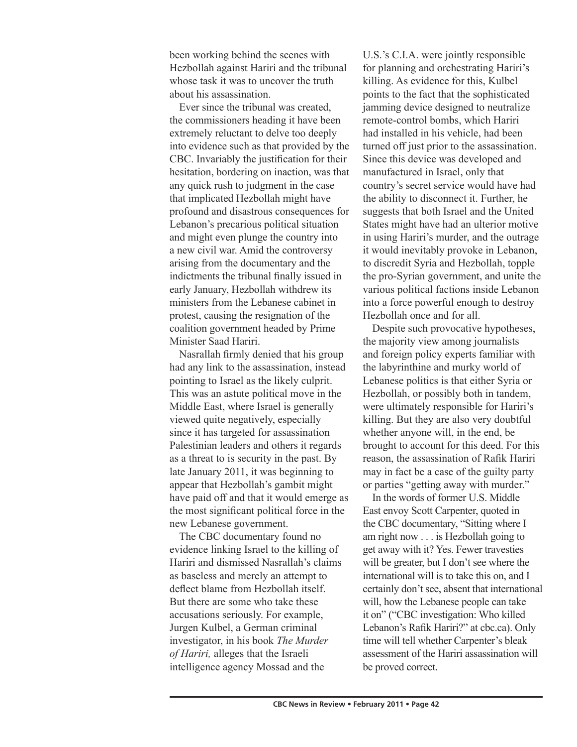been working behind the scenes with Hezbollah against Hariri and the tribunal whose task it was to uncover the truth about his assassination.

Ever since the tribunal was created, the commissioners heading it have been extremely reluctant to delve too deeply into evidence such as that provided by the CBC. Invariably the justification for their hesitation, bordering on inaction, was that any quick rush to judgment in the case that implicated Hezbollah might have profound and disastrous consequences for Lebanon's precarious political situation and might even plunge the country into a new civil war. Amid the controversy arising from the documentary and the indictments the tribunal finally issued in early January, Hezbollah withdrew its ministers from the Lebanese cabinet in protest, causing the resignation of the coalition government headed by Prime Minister Saad Hariri.

Nasrallah firmly denied that his group had any link to the assassination, instead pointing to Israel as the likely culprit. This was an astute political move in the Middle East, where Israel is generally viewed quite negatively, especially since it has targeted for assassination Palestinian leaders and others it regards as a threat to is security in the past. By late January 2011, it was beginning to appear that Hezbollah's gambit might have paid off and that it would emerge as the most significant political force in the new Lebanese government.

The CBC documentary found no evidence linking Israel to the killing of Hariri and dismissed Nasrallah's claims as baseless and merely an attempt to deflect blame from Hezbollah itself. But there are some who take these accusations seriously. For example, Jurgen Kulbel, a German criminal investigator, in his book *The Murder of Hariri,* alleges that the Israeli intelligence agency Mossad and the U.S.'s C.I.A. were jointly responsible for planning and orchestrating Hariri's killing. As evidence for this, Kulbel points to the fact that the sophisticated jamming device designed to neutralize remote-control bombs, which Hariri had installed in his vehicle, had been turned off just prior to the assassination. Since this device was developed and manufactured in Israel, only that country's secret service would have had the ability to disconnect it. Further, he suggests that both Israel and the United States might have had an ulterior motive in using Hariri's murder, and the outrage it would inevitably provoke in Lebanon, to discredit Syria and Hezbollah, topple the pro-Syrian government, and unite the various political factions inside Lebanon into a force powerful enough to destroy Hezbollah once and for all.

Despite such provocative hypotheses, the majority view among journalists and foreign policy experts familiar with the labyrinthine and murky world of Lebanese politics is that either Syria or Hezbollah, or possibly both in tandem, were ultimately responsible for Hariri's killing. But they are also very doubtful whether anyone will, in the end, be brought to account for this deed. For this reason, the assassination of Rafik Hariri may in fact be a case of the guilty party or parties "getting away with murder."

In the words of former U.S. Middle East envoy Scott Carpenter, quoted in the CBC documentary, "Sitting where I am right now . . . is Hezbollah going to get away with it? Yes. Fewer travesties will be greater, but I don't see where the international will is to take this on, and I certainly don't see, absent that international will, how the Lebanese people can take it on" ("CBC investigation: Who killed Lebanon's Rafik Hariri?" at cbc.ca). Only time will tell whether Carpenter's bleak assessment of the Hariri assassination will be proved correct.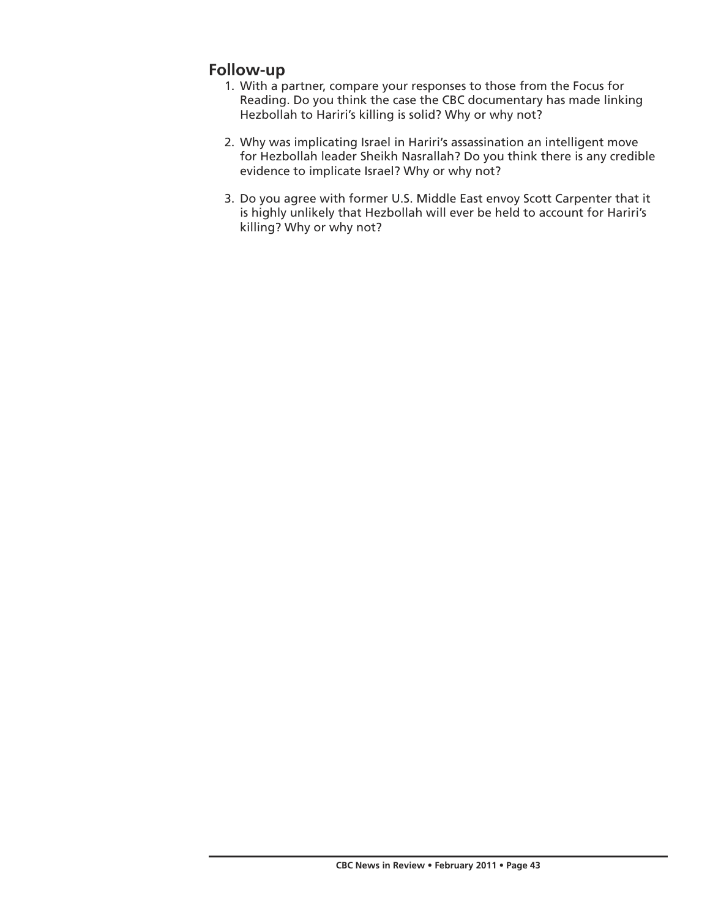## Follow-up

1. With a partner, compare your responses to those from the Focus for Reading. Do you think the case the CBC documentary has made linking Hezbollah to Hariri's killing is solid? Why or why not?

2. Why was implicating Israel in Hariri's assassination an intelligent move for Hezbollah leader Sheikh Nasrallah? Do you think there is any credible evidence to implicate Israel? Why or why not?

3. Do you agree with former U.S. Middle East envoy Scott Carpenter that it is highly unlikely that Hezbollah will ever be held to account for Hariri's killing? Why or why not?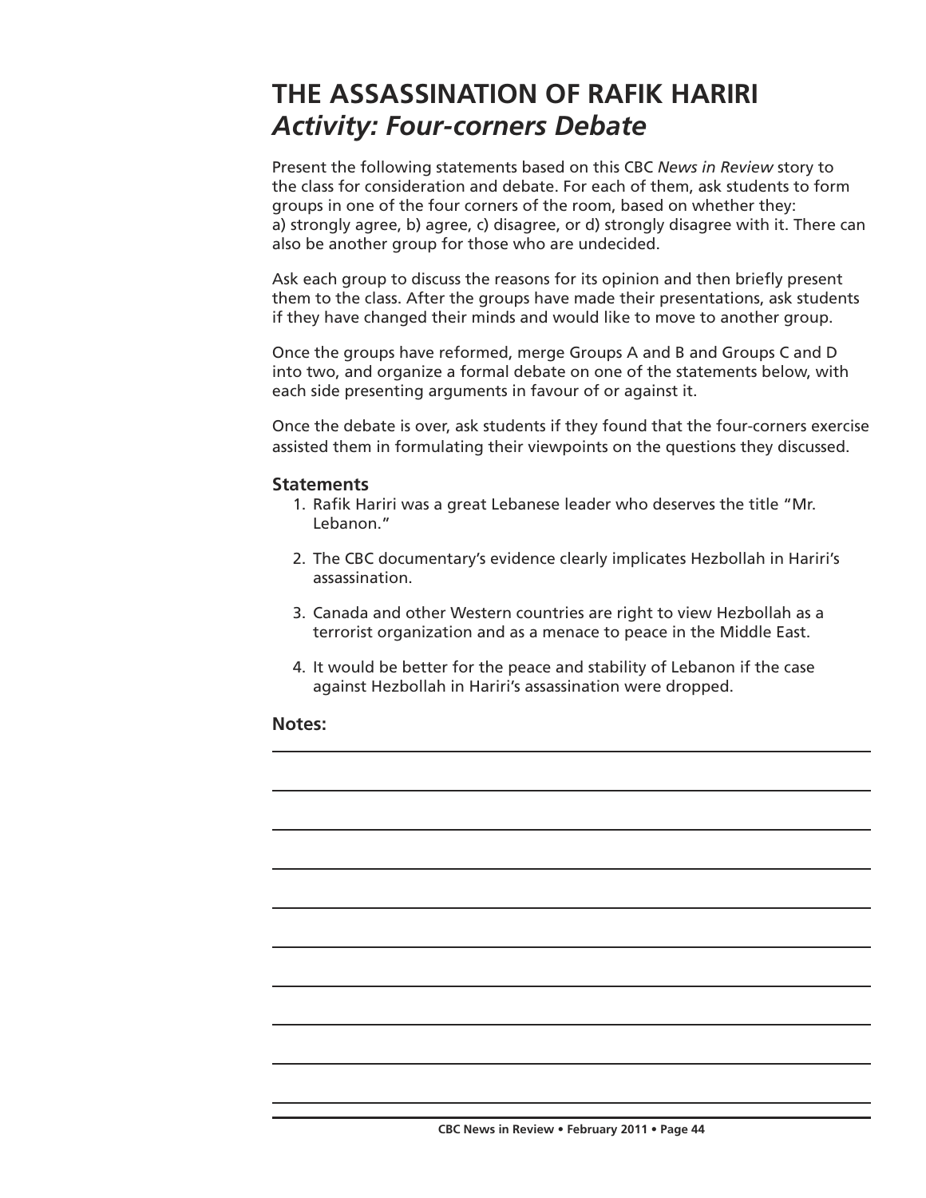# THE ASSASSINATION OF RAFIK HARIRI
## *Activity: Four-corners Debate*

Present the following statements based on this CBC *News in Review* story to the class for consideration and debate. For each of them, ask students to form groups in one of the four corners of the room, based on whether they: a) strongly agree, b) agree, c) disagree, or d) strongly disagree with it. There can also be another group for those who are undecided.

Ask each group to discuss the reasons for its opinion and then briefly present them to the class. After the groups have made their presentations, ask students if they have changed their minds and would like to move to another group.

Once the groups have reformed, merge Groups A and B and Groups C and D into two, and organize a formal debate on one of the statements below, with each side presenting arguments in favour of or against it.

Once the debate is over, ask students if they found that the four-corners exercise assisted them in formulating their viewpoints on the questions they discussed.

### Statements

1. Rafik Hariri was a great Lebanese leader who deserves the title "Mr. Lebanon."
2. The CBC documentary's evidence clearly implicates Hezbollah in Hariri's assassination.
3. Canada and other Western countries are right to view Hezbollah as a terrorist organization and as a menace to peace in the Middle East.
4. It would be better for the peace and stability of Lebanon if the case against Hezbollah in Hariri's assassination were dropped.

### Notes: